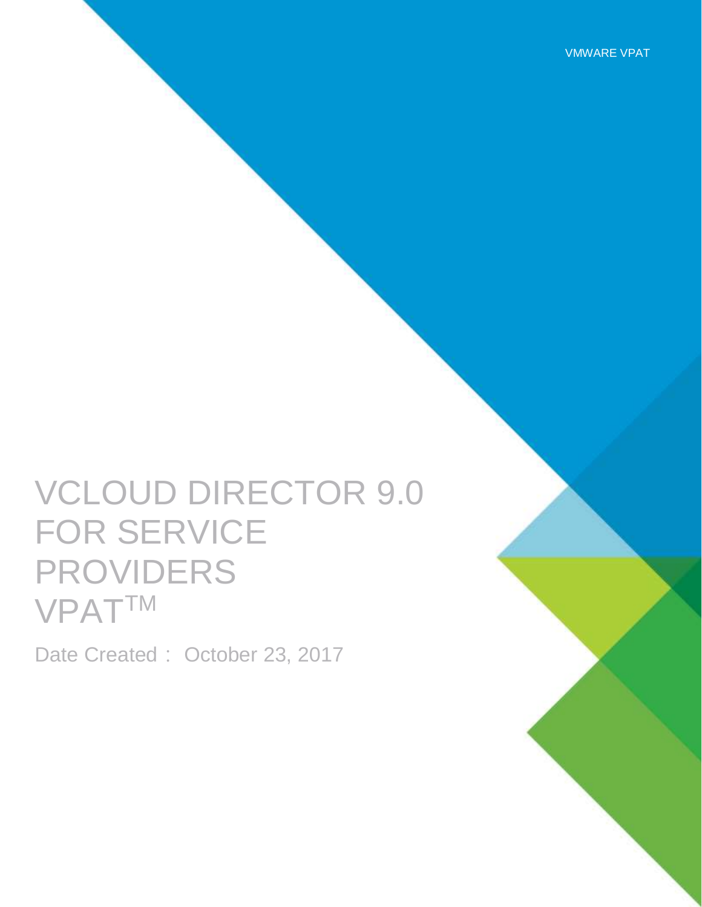# VCLOUD DIRECTOR 9.0 FOR SERVICE PROVIDERS VPAT™

Date Created： October 23, 2017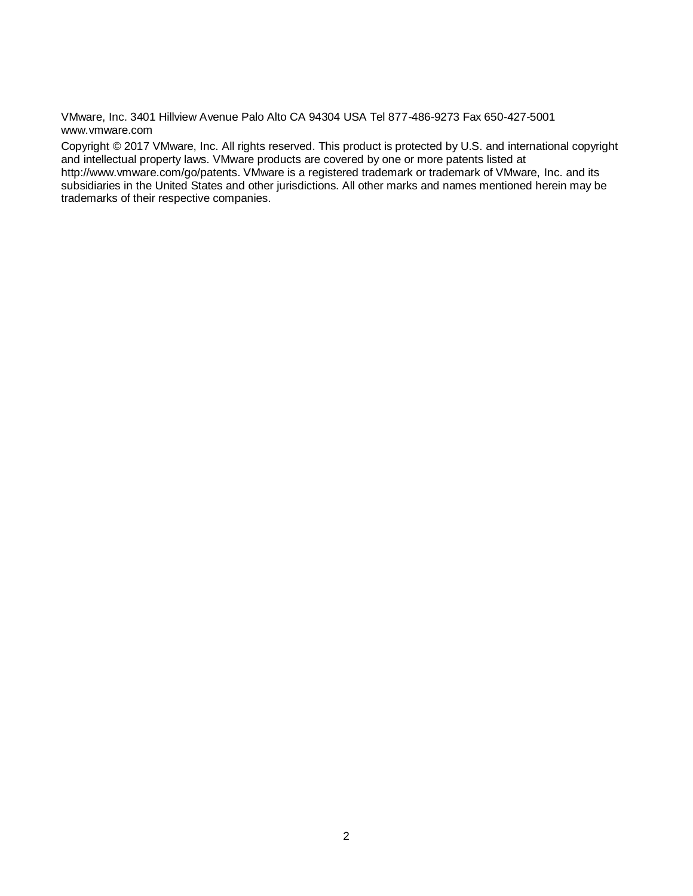VMware, Inc. 3401 Hillview Avenue Palo Alto CA 94304 USA Tel 877-486-9273 Fax 650-427-5001 www.vmware.com

Copyright © 2017 VMware, Inc. All rights reserved. This product is protected by U.S. and international copyright and intellectual property laws. VMware products are covered by one or more patents listed at http://www.vmware.com/go/patents. VMware is a registered trademark or trademark of VMware, Inc. and its subsidiaries in the United States and other jurisdictions. All other marks and names mentioned herein may be trademarks of their respective companies.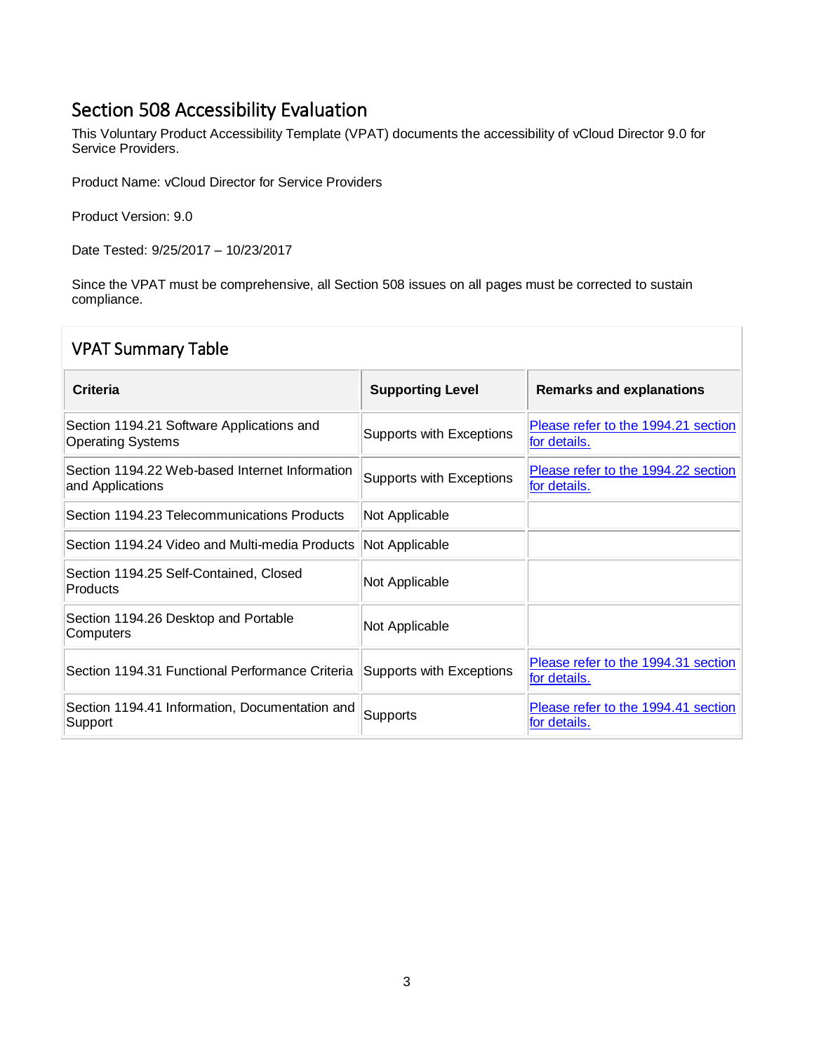## Section 508 Accessibility Evaluation

This Voluntary Product Accessibility Template (VPAT) documents the accessibility of vCloud Director 9.0 for Service Providers.

Product Name: vCloud Director for Service Providers

Product Version: 9.0

Date Tested: 9/25/2017 – 10/23/2017

Since the VPAT must be comprehensive, all Section 508 issues on all pages must be corrected to sustain compliance.

### VPAT Summary Table

| Criteria | Supporting Level | Remarks and explanations |
| --- | --- | --- |
| Section 1194.21 Software Applications and Operating Systems | Supports with Exceptions | Please refer to the 1994.21 section for details. |
| Section 1194.22 Web-based Internet Information and Applications | Supports with Exceptions | Please refer to the 1994.22 section for details. |
| Section 1194.23 Telecommunications Products | Not Applicable | |
| Section 1194.24 Video and Multi-media Products | Not Applicable | |
| Section 1194.25 Self-Contained, Closed Products | Not Applicable | |
| Section 1194.26 Desktop and Portable Computers | Not Applicable | |
| Section 1194.31 Functional Performance Criteria | Supports with Exceptions | Please refer to the 1994.31 section for details. |
| Section 1194.41 Information, Documentation and Support | Supports | Please refer to the 1994.41 section for details. |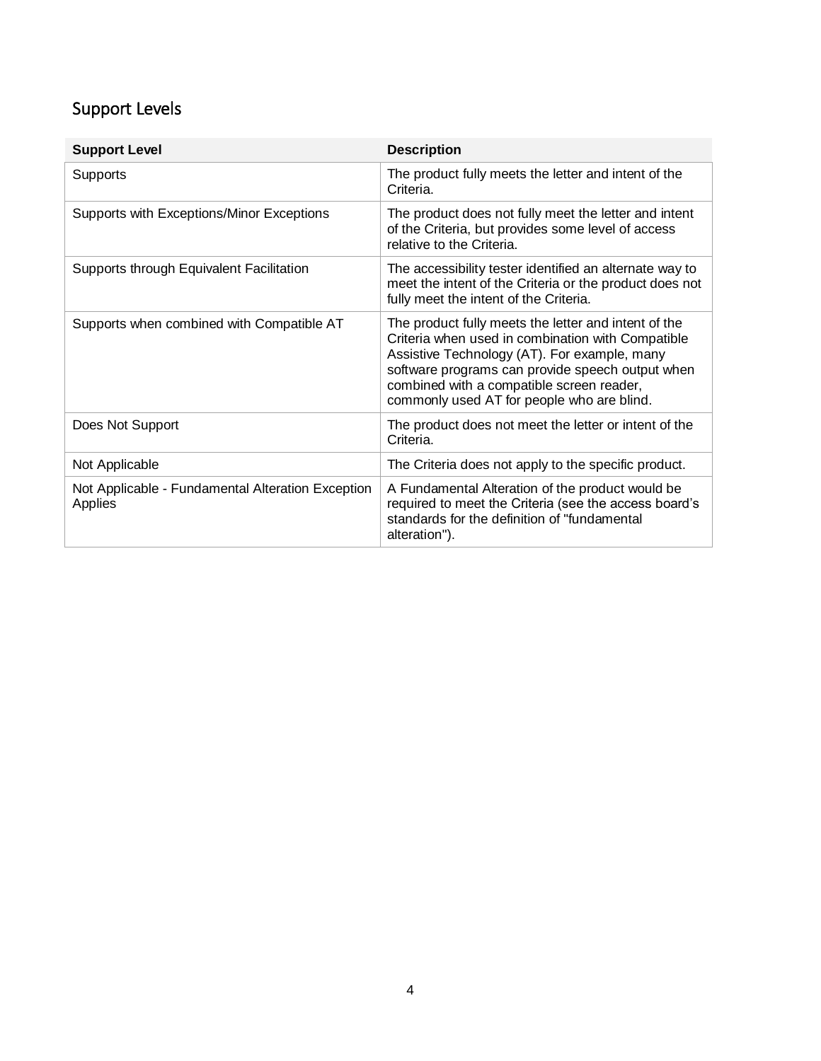## Support Levels

| Support Level | Description |
| --- | --- |
| Supports | The product fully meets the letter and intent of the Criteria. |
| Supports with Exceptions/Minor Exceptions | The product does not fully meet the letter and intent of the Criteria, but provides some level of access relative to the Criteria. |
| Supports through Equivalent Facilitation | The accessibility tester identified an alternate way to meet the intent of the Criteria or the product does not fully meet the intent of the Criteria. |
| Supports when combined with Compatible AT | The product fully meets the letter and intent of the Criteria when used in combination with Compatible Assistive Technology (AT). For example, many software programs can provide speech output when combined with a compatible screen reader, commonly used AT for people who are blind. |
| Does Not Support | The product does not meet the letter or intent of the Criteria. |
| Not Applicable | The Criteria does not apply to the specific product. |
| Not Applicable - Fundamental Alteration Exception Applies | A Fundamental Alteration of the product would be required to meet the Criteria (see the access board's standards for the definition of "fundamental alteration"). |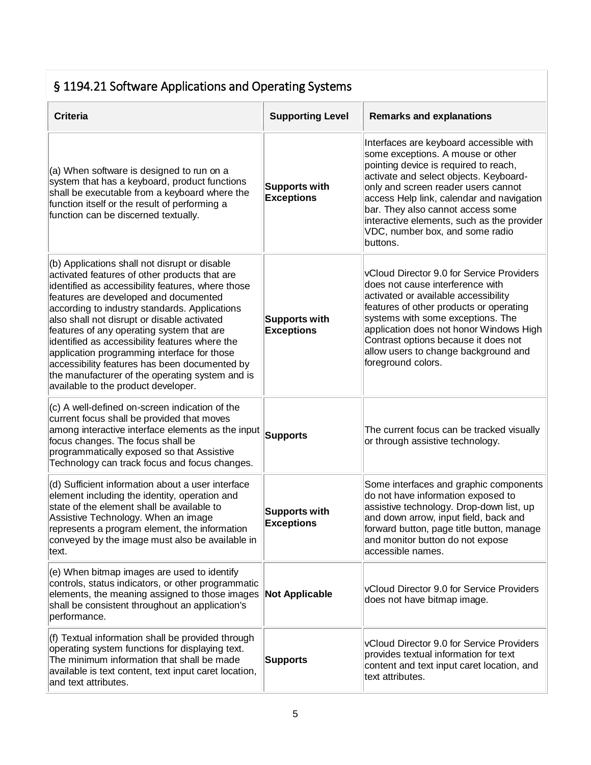## § 1194.21 Software Applications and Operating Systems

| Criteria | Supporting Level | Remarks and explanations |
|---|---|---|
| (a) When software is designed to run on a system that has a keyboard, product functions shall be executable from a keyboard where the function itself or the result of performing a function can be discerned textually. | **Supports with Exceptions** | Interfaces are keyboard accessible with some exceptions. A mouse or other pointing device is required to reach, activate and select objects. Keyboard-only and screen reader users cannot access Help link, calendar and navigation bar. They also cannot access some interactive elements, such as the provider VDC, number box, and some radio buttons. |
| (b) Applications shall not disrupt or disable activated features of other products that are identified as accessibility features, where those features are developed and documented according to industry standards. Applications also shall not disrupt or disable activated features of any operating system that are identified as accessibility features where the application programming interface for those accessibility features has been documented by the manufacturer of the operating system and is available to the product developer. | **Supports with Exceptions** | vCloud Director 9.0 for Service Providers does not cause interference with activated or available accessibility features of other products or operating systems with some exceptions. The application does not honor Windows High Contrast options because it does not allow users to change background and foreground colors. |
| (c) A well-defined on-screen indication of the current focus shall be provided that moves among interactive interface elements as the input focus changes. The focus shall be programmatically exposed so that Assistive Technology can track focus and focus changes. | **Supports** | The current focus can be tracked visually or through assistive technology. |
| (d) Sufficient information about a user interface element including the identity, operation and state of the element shall be available to Assistive Technology. When an image represents a program element, the information conveyed by the image must also be available in text. | **Supports with Exceptions** | Some interfaces and graphic components do not have information exposed to assistive technology. Drop-down list, up and down arrow, input field, back and forward button, page title button, manage and monitor button do not expose accessible names. |
| (e) When bitmap images are used to identify controls, status indicators, or other programmatic elements, the meaning assigned to those images shall be consistent throughout an application's performance. | **Not Applicable** | vCloud Director 9.0 for Service Providers does not have bitmap image. |
| (f) Textual information shall be provided through operating system functions for displaying text. The minimum information that shall be made available is text content, text input caret location, and text attributes. | **Supports** | vCloud Director 9.0 for Service Providers provides textual information for text content and text input caret location, and text attributes. |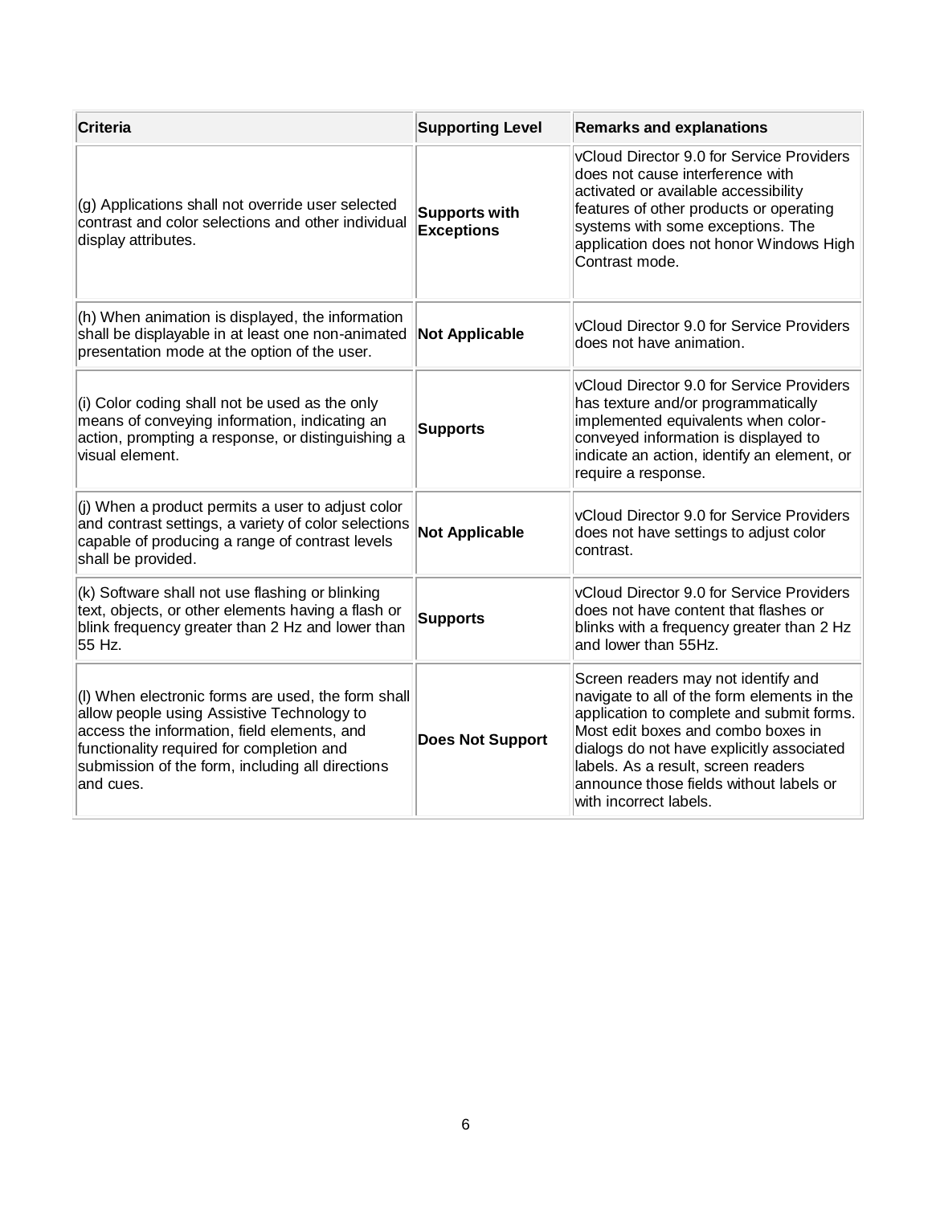| Criteria | Supporting Level | Remarks and explanations |
| --- | --- | --- |
| (g) Applications shall not override user selected contrast and color selections and other individual display attributes. | **Supports with Exceptions** | vCloud Director 9.0 for Service Providers does not cause interference with activated or available accessibility features of other products or operating systems with some exceptions. The application does not honor Windows High Contrast mode. |
| (h) When animation is displayed, the information shall be displayable in at least one non-animated presentation mode at the option of the user. | **Not Applicable** | vCloud Director 9.0 for Service Providers does not have animation. |
| (i) Color coding shall not be used as the only means of conveying information, indicating an action, prompting a response, or distinguishing a visual element. | **Supports** | vCloud Director 9.0 for Service Providers has texture and/or programmatically implemented equivalents when color-conveyed information is displayed to indicate an action, identify an element, or require a response. |
| (j) When a product permits a user to adjust color and contrast settings, a variety of color selections capable of producing a range of contrast levels shall be provided. | **Not Applicable** | vCloud Director 9.0 for Service Providers does not have settings to adjust color contrast. |
| (k) Software shall not use flashing or blinking text, objects, or other elements having a flash or blink frequency greater than 2 Hz and lower than 55 Hz. | **Supports** | vCloud Director 9.0 for Service Providers does not have content that flashes or blinks with a frequency greater than 2 Hz and lower than 55Hz. |
| (l) When electronic forms are used, the form shall allow people using Assistive Technology to access the information, field elements, and functionality required for completion and submission of the form, including all directions and cues. | **Does Not Support** | Screen readers may not identify and navigate to all of the form elements in the application to complete and submit forms. Most edit boxes and combo boxes in dialogs do not have explicitly associated labels. As a result, screen readers announce those fields without labels or with incorrect labels. |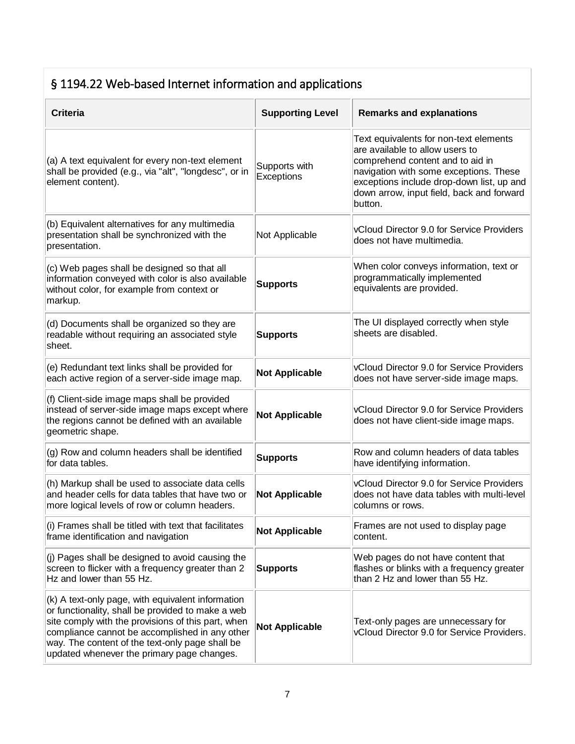## § 1194.22 Web-based Internet information and applications

| Criteria | Supporting Level | Remarks and explanations |
|---|---|---|
| (a) A text equivalent for every non-text element shall be provided (e.g., via "alt", "longdesc", or in element content). | Supports with Exceptions | Text equivalents for non-text elements are available to allow users to comprehend content and to aid in navigation with some exceptions. These exceptions include drop-down list, up and down arrow, input field, back and forward button. |
| (b) Equivalent alternatives for any multimedia presentation shall be synchronized with the presentation. | Not Applicable | vCloud Director 9.0 for Service Providers does not have multimedia. |
| (c) Web pages shall be designed so that all information conveyed with color is also available without color, for example from context or markup. | **Supports** | When color conveys information, text or programmatically implemented equivalents are provided. |
| (d) Documents shall be organized so they are readable without requiring an associated style sheet. | **Supports** | The UI displayed correctly when style sheets are disabled. |
| (e) Redundant text links shall be provided for each active region of a server-side image map. | **Not Applicable** | vCloud Director 9.0 for Service Providers does not have server-side image maps. |
| (f) Client-side image maps shall be provided instead of server-side image maps except where the regions cannot be defined with an available geometric shape. | **Not Applicable** | vCloud Director 9.0 for Service Providers does not have client-side image maps. |
| (g) Row and column headers shall be identified for data tables. | **Supports** | Row and column headers of data tables have identifying information. |
| (h) Markup shall be used to associate data cells and header cells for data tables that have two or more logical levels of row or column headers. | **Not Applicable** | vCloud Director 9.0 for Service Providers does not have data tables with multi-level columns or rows. |
| (i) Frames shall be titled with text that facilitates frame identification and navigation | **Not Applicable** | Frames are not used to display page content. |
| (j) Pages shall be designed to avoid causing the screen to flicker with a frequency greater than 2 Hz and lower than 55 Hz. | **Supports** | Web pages do not have content that flashes or blinks with a frequency greater than 2 Hz and lower than 55 Hz. |
| (k) A text-only page, with equivalent information or functionality, shall be provided to make a web site comply with the provisions of this part, when compliance cannot be accomplished in any other way. The content of the text-only page shall be updated whenever the primary page changes. | **Not Applicable** | Text-only pages are unnecessary for vCloud Director 9.0 for Service Providers. |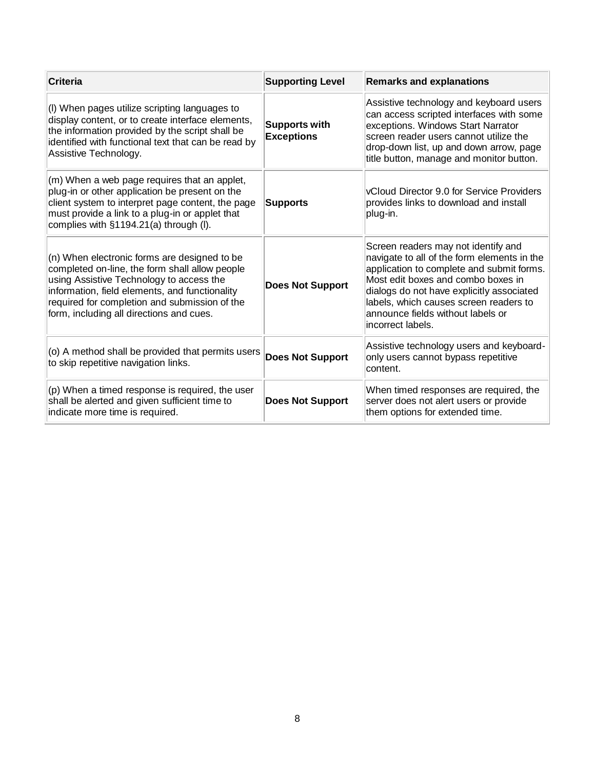| Criteria | Supporting Level | Remarks and explanations |
| --- | --- | --- |
| (l) When pages utilize scripting languages to display content, or to create interface elements, the information provided by the script shall be identified with functional text that can be read by Assistive Technology. | **Supports with Exceptions** | Assistive technology and keyboard users can access scripted interfaces with some exceptions. Windows Start Narrator screen reader users cannot utilize the drop-down list, up and down arrow, page title button, manage and monitor button. |
| (m) When a web page requires that an applet, plug-in or other application be present on the client system to interpret page content, the page must provide a link to a plug-in or applet that complies with §1194.21(a) through (l). | **Supports** | vCloud Director 9.0 for Service Providers provides links to download and install plug-in. |
| (n) When electronic forms are designed to be completed on-line, the form shall allow people using Assistive Technology to access the information, field elements, and functionality required for completion and submission of the form, including all directions and cues. | **Does Not Support** | Screen readers may not identify and navigate to all of the form elements in the application to complete and submit forms. Most edit boxes and combo boxes in dialogs do not have explicitly associated labels, which causes screen readers to announce fields without labels or incorrect labels. |
| (o) A method shall be provided that permits users to skip repetitive navigation links. | **Does Not Support** | Assistive technology users and keyboard-only users cannot bypass repetitive content. |
| (p) When a timed response is required, the user shall be alerted and given sufficient time to indicate more time is required. | **Does Not Support** | When timed responses are required, the server does not alert users or provide them options for extended time. |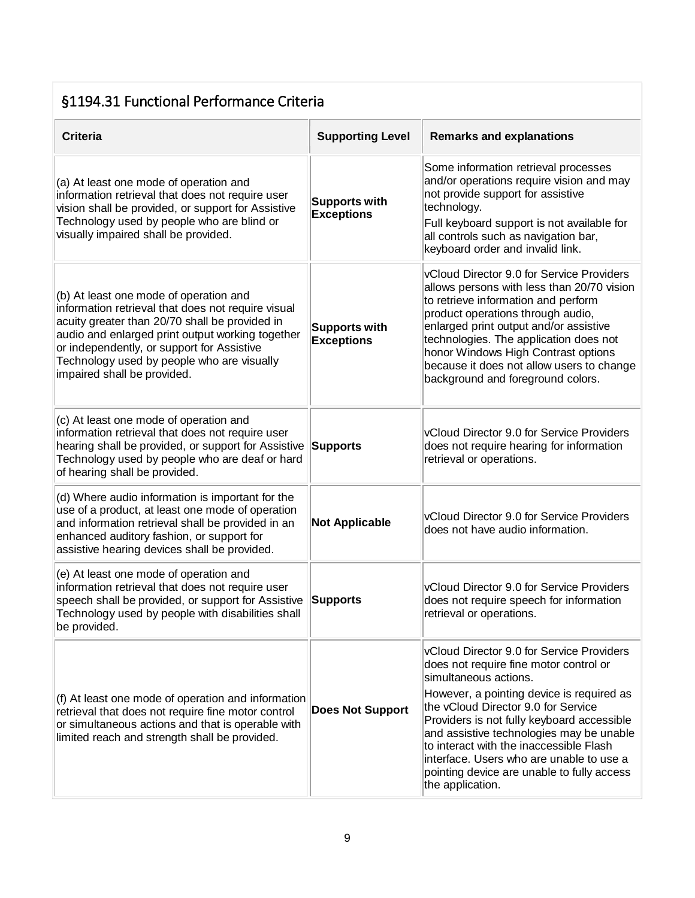## §1194.31 Functional Performance Criteria

| Criteria | Supporting Level | Remarks and explanations |
|---|---|---|
| (a) At least one mode of operation and information retrieval that does not require user vision shall be provided, or support for Assistive Technology used by people who are blind or visually impaired shall be provided. | **Supports with Exceptions** | Some information retrieval processes and/or operations require vision and may not provide support for assistive technology.<br>Full keyboard support is not available for all controls such as navigation bar, keyboard order and invalid link. |
| (b) At least one mode of operation and information retrieval that does not require visual acuity greater than 20/70 shall be provided in audio and enlarged print output working together or independently, or support for Assistive Technology used by people who are visually impaired shall be provided. | **Supports with Exceptions** | vCloud Director 9.0 for Service Providers allows persons with less than 20/70 vision to retrieve information and perform product operations through audio, enlarged print output and/or assistive technologies. The application does not honor Windows High Contrast options because it does not allow users to change background and foreground colors. |
| (c) At least one mode of operation and information retrieval that does not require user hearing shall be provided, or support for Assistive Technology used by people who are deaf or hard of hearing shall be provided. | **Supports** | vCloud Director 9.0 for Service Providers does not require hearing for information retrieval or operations. |
| (d) Where audio information is important for the use of a product, at least one mode of operation and information retrieval shall be provided in an enhanced auditory fashion, or support for assistive hearing devices shall be provided. | **Not Applicable** | vCloud Director 9.0 for Service Providers does not have audio information. |
| (e) At least one mode of operation and information retrieval that does not require user speech shall be provided, or support for Assistive Technology used by people with disabilities shall be provided. | **Supports** | vCloud Director 9.0 for Service Providers does not require speech for information retrieval or operations. |
| (f) At least one mode of operation and information retrieval that does not require fine motor control or simultaneous actions and that is operable with limited reach and strength shall be provided. | **Does Not Support** | vCloud Director 9.0 for Service Providers does not require fine motor control or simultaneous actions.<br>However, a pointing device is required as the vCloud Director 9.0 for Service Providers is not fully keyboard accessible and assistive technologies may be unable to interact with the inaccessible Flash interface. Users who are unable to use a pointing device are unable to fully access the application. |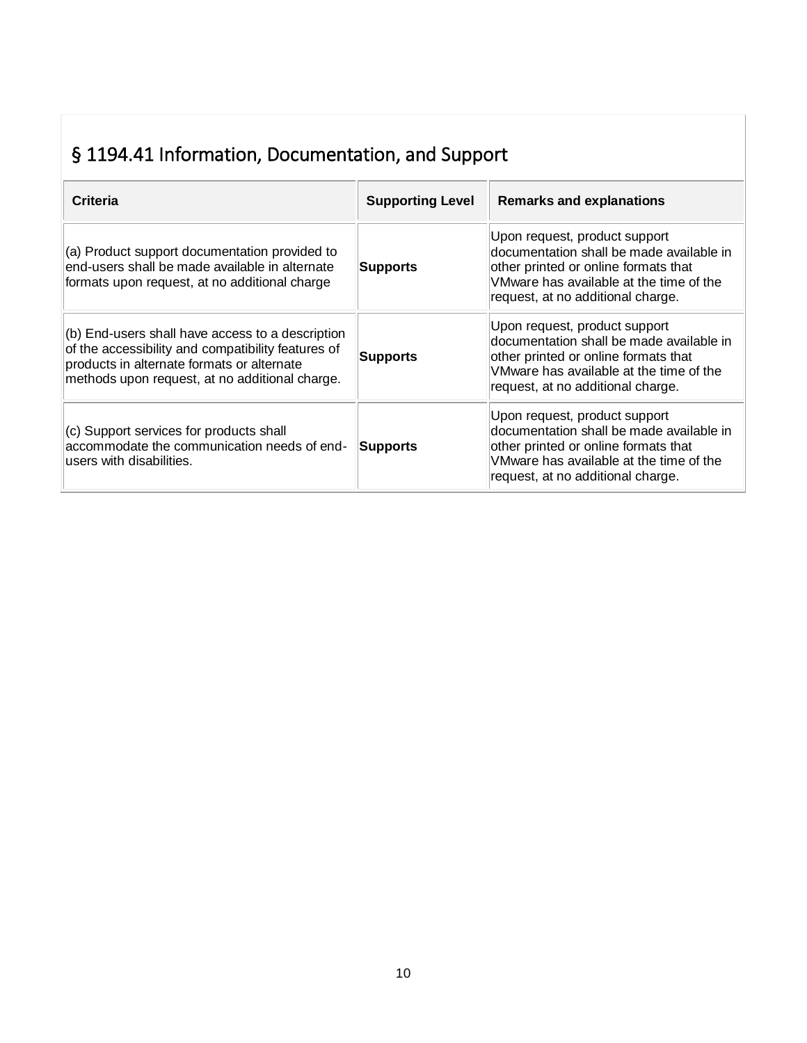## § 1194.41 Information, Documentation, and Support

| Criteria | Supporting Level | Remarks and explanations |
| --- | --- | --- |
| (a) Product support documentation provided to end-users shall be made available in alternate formats upon request, at no additional charge | **Supports** | Upon request, product support documentation shall be made available in other printed or online formats that VMware has available at the time of the request, at no additional charge. |
| (b) End-users shall have access to a description of the accessibility and compatibility features of products in alternate formats or alternate methods upon request, at no additional charge. | **Supports** | Upon request, product support documentation shall be made available in other printed or online formats that VMware has available at the time of the request, at no additional charge. |
| (c) Support services for products shall accommodate the communication needs of end-users with disabilities. | **Supports** | Upon request, product support documentation shall be made available in other printed or online formats that VMware has available at the time of the request, at no additional charge. |